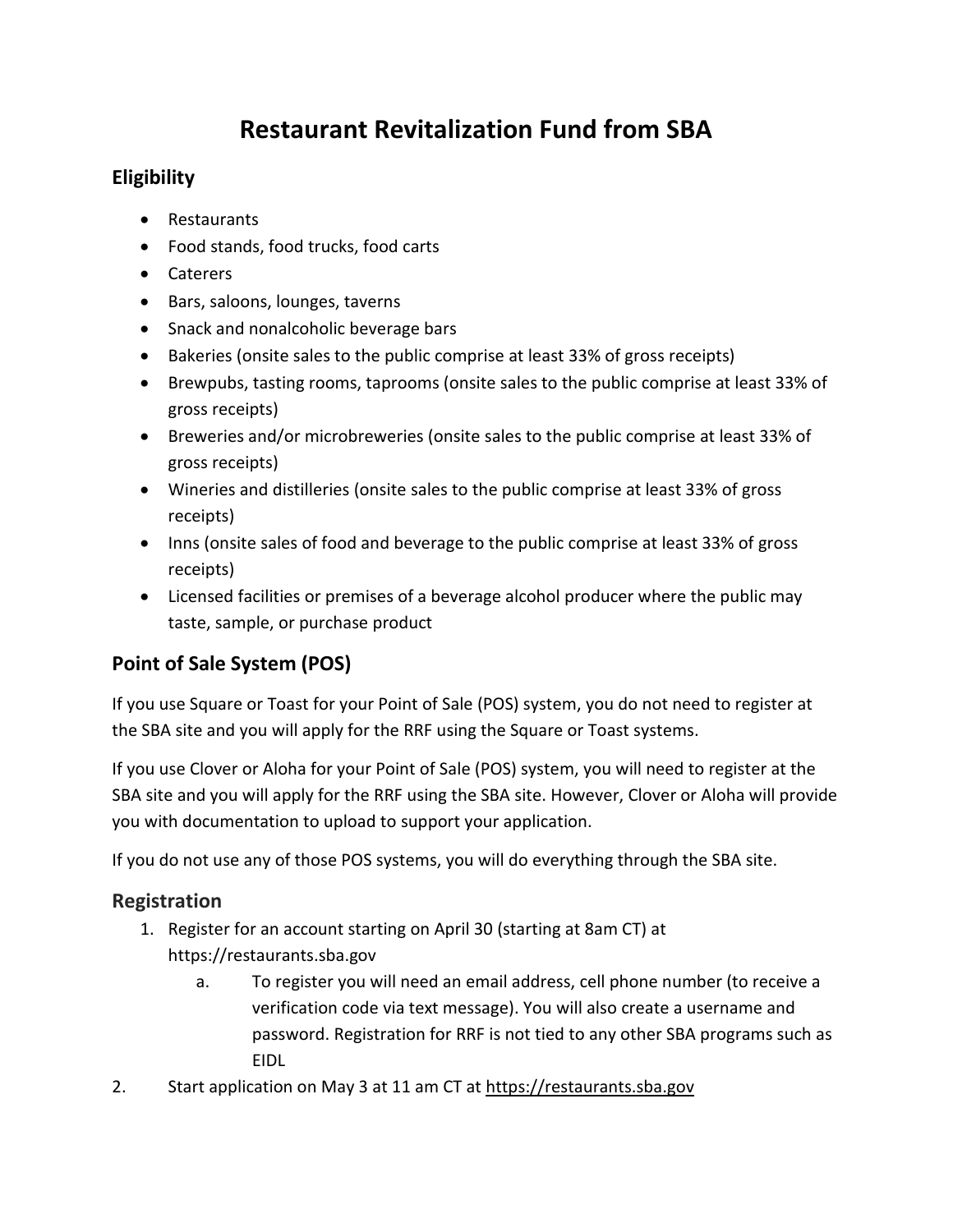# Restaurant Revitalization Fund from SBA

## Eligibility

- Restaurants
- Food stands, food trucks, food carts
- Caterers
- Bars, saloons, lounges, taverns
- Snack and nonalcoholic beverage bars
- Bakeries (onsite sales to the public comprise at least 33% of gross receipts)
- Brewpubs, tasting rooms, taprooms (onsite sales to the public comprise at least 33% of gross receipts)
- Breweries and/or microbreweries (onsite sales to the public comprise at least 33% of gross receipts)
- Wineries and distilleries (onsite sales to the public comprise at least 33% of gross receipts)
- Inns (onsite sales of food and beverage to the public comprise at least 33% of gross receipts)
- Licensed facilities or premises of a beverage alcohol producer where the public may taste, sample, or purchase product

## Point of Sale System (POS)

If you use Square or Toast for your Point of Sale (POS) system, you do not need to register at the SBA site and you will apply for the RRF using the Square or Toast systems.

If you use Clover or Aloha for your Point of Sale (POS) system, you will need to register at the SBA site and you will apply for the RRF using the SBA site. However, Clover or Aloha will provide you with documentation to upload to support your application.

If you do not use any of those POS systems, you will do everything through the SBA site.

## Registration

1. Register for an account starting on April 30 (starting at 8am CT) at https://restaurants.sba.gov
   a. To register you will need an email address, cell phone number (to receive a verification code via text message). You will also create a username and password. Registration for RRF is not tied to any other SBA programs such as EIDL
2. Start application on May 3 at 11 am CT at https://restaurants.sba.gov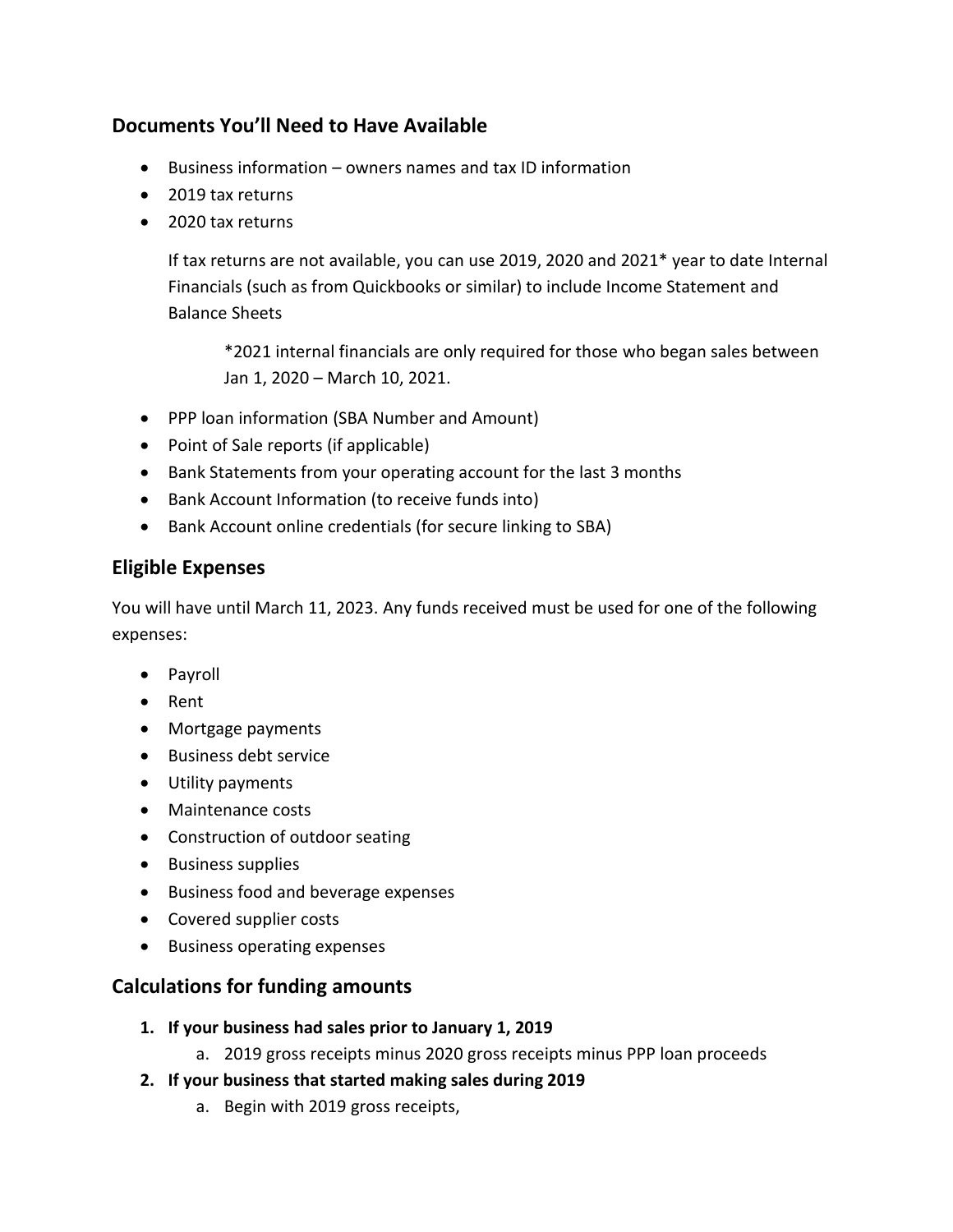## Documents You'll Need to Have Available

- Business information – owners names and tax ID information
- 2019 tax returns
- 2020 tax returns

  If tax returns are not available, you can use 2019, 2020 and 2021* year to date Internal Financials (such as from Quickbooks or similar) to include Income Statement and Balance Sheets

  > *2021 internal financials are only required for those who began sales between Jan 1, 2020 – March 10, 2021.

- PPP loan information (SBA Number and Amount)
- Point of Sale reports (if applicable)
- Bank Statements from your operating account for the last 3 months
- Bank Account Information (to receive funds into)
- Bank Account online credentials (for secure linking to SBA)

## Eligible Expenses

You will have until March 11, 2023. Any funds received must be used for one of the following expenses:

- Payroll
- Rent
- Mortgage payments
- Business debt service
- Utility payments
- Maintenance costs
- Construction of outdoor seating
- Business supplies
- Business food and beverage expenses
- Covered supplier costs
- Business operating expenses

## Calculations for funding amounts

1. **If your business had sales prior to January 1, 2019**
   a. 2019 gross receipts minus 2020 gross receipts minus PPP loan proceeds
2. **If your business that started making sales during 2019**
   a. Begin with 2019 gross receipts,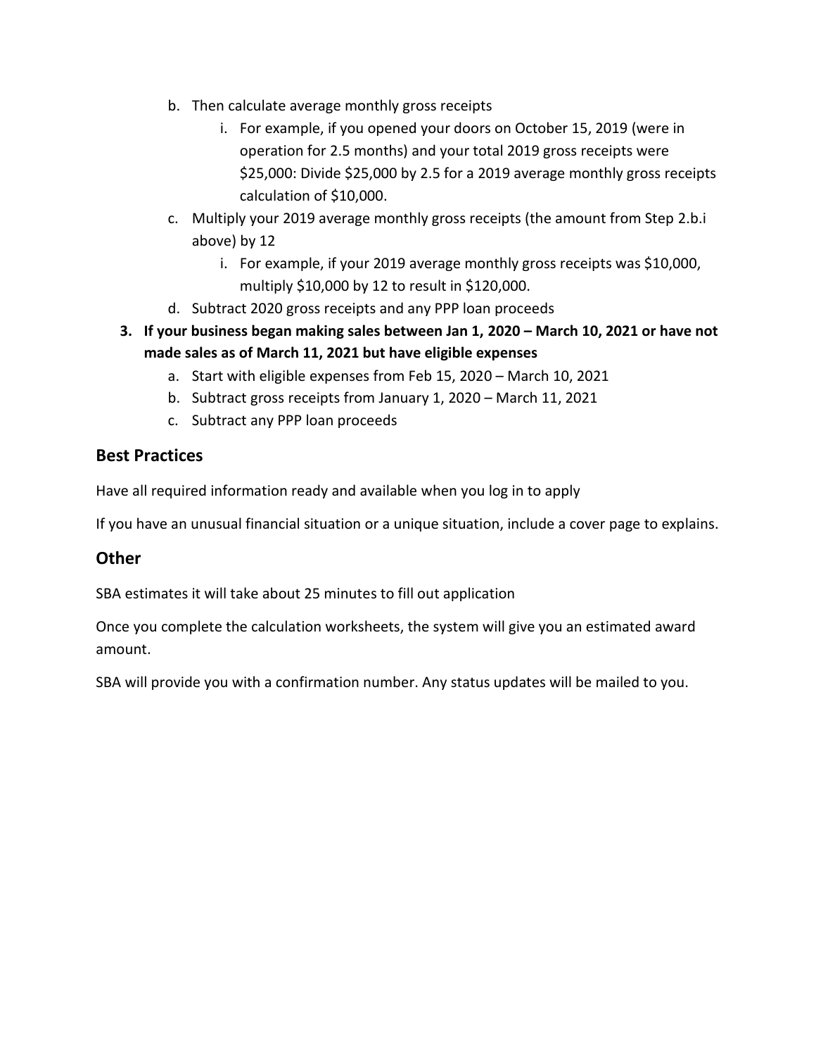b. Then calculate average monthly gross receipts
      i. For example, if you opened your doors on October 15, 2019 (were in operation for 2.5 months) and your total 2019 gross receipts were $25,000: Divide $25,000 by 2.5 for a 2019 average monthly gross receipts calculation of $10,000.
   c. Multiply your 2019 average monthly gross receipts (the amount from Step 2.b.i above) by 12
      i. For example, if your 2019 average monthly gross receipts was $10,000, multiply $10,000 by 12 to result in $120,000.
   d. Subtract 2020 gross receipts and any PPP loan proceeds

3. **If your business began making sales between Jan 1, 2020 – March 10, 2021 or have not made sales as of March 11, 2021 but have eligible expenses**
   a. Start with eligible expenses from Feb 15, 2020 – March 10, 2021
   b. Subtract gross receipts from January 1, 2020 – March 11, 2021
   c. Subtract any PPP loan proceeds

## Best Practices

Have all required information ready and available when you log in to apply

If you have an unusual financial situation or a unique situation, include a cover page to explains.

## Other

SBA estimates it will take about 25 minutes to fill out application

Once you complete the calculation worksheets, the system will give you an estimated award amount.

SBA will provide you with a confirmation number. Any status updates will be mailed to you.